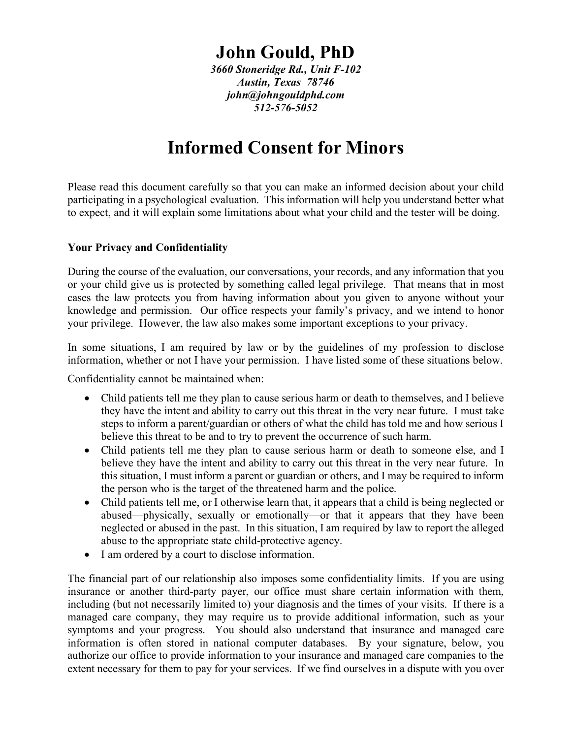# John Gould, PhD

*3660 Stoneridge Rd., Unit F-102*
*Austin, Texas 78746*
*john@johngouldphd.com*
*512-576-5052*

# Informed Consent for Minors

Please read this document carefully so that you can make an informed decision about your child participating in a psychological evaluation. This information will help you understand better what to expect, and it will explain some limitations about what your child and the tester will be doing.

### Your Privacy and Confidentiality

During the course of the evaluation, our conversations, your records, and any information that you or your child give us is protected by something called legal privilege. That means that in most cases the law protects you from having information about you given to anyone without your knowledge and permission. Our office respects your family's privacy, and we intend to honor your privilege. However, the law also makes some important exceptions to your privacy.

In some situations, I am required by law or by the guidelines of my profession to disclose information, whether or not I have your permission. I have listed some of these situations below.

Confidentiality <u>cannot be maintained</u> when:

- Child patients tell me they plan to cause serious harm or death to themselves, and I believe they have the intent and ability to carry out this threat in the very near future. I must take steps to inform a parent/guardian or others of what the child has told me and how serious I believe this threat to be and to try to prevent the occurrence of such harm.
- Child patients tell me they plan to cause serious harm or death to someone else, and I believe they have the intent and ability to carry out this threat in the very near future. In this situation, I must inform a parent or guardian or others, and I may be required to inform the person who is the target of the threatened harm and the police.
- Child patients tell me, or I otherwise learn that, it appears that a child is being neglected or abused—physically, sexually or emotionally—or that it appears that they have been neglected or abused in the past. In this situation, I am required by law to report the alleged abuse to the appropriate state child-protective agency.
- I am ordered by a court to disclose information.

The financial part of our relationship also imposes some confidentiality limits. If you are using insurance or another third-party payer, our office must share certain information with them, including (but not necessarily limited to) your diagnosis and the times of your visits. If there is a managed care company, they may require us to provide additional information, such as your symptoms and your progress. You should also understand that insurance and managed care information is often stored in national computer databases. By your signature, below, you authorize our office to provide information to your insurance and managed care companies to the extent necessary for them to pay for your services. If we find ourselves in a dispute with you over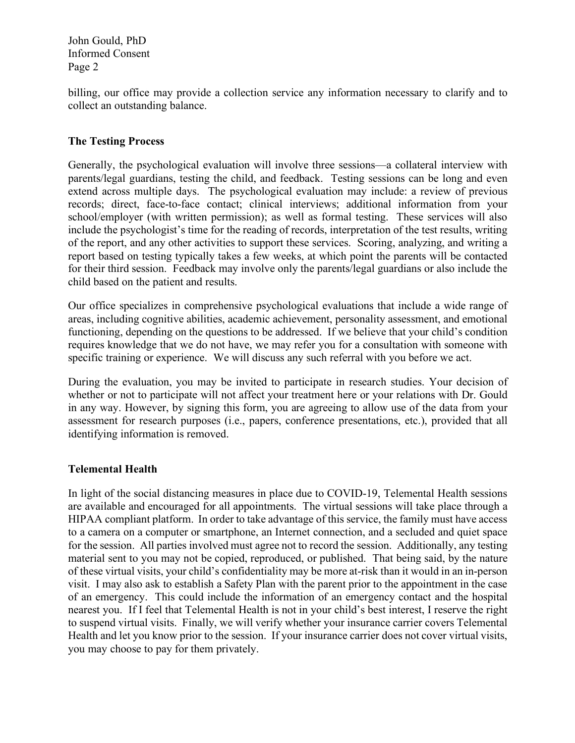billing, our office may provide a collection service any information necessary to clarify and to collect an outstanding balance.

## The Testing Process

Generally, the psychological evaluation will involve three sessions—a collateral interview with parents/legal guardians, testing the child, and feedback. Testing sessions can be long and even extend across multiple days. The psychological evaluation may include: a review of previous records; direct, face-to-face contact; clinical interviews; additional information from your school/employer (with written permission); as well as formal testing. These services will also include the psychologist's time for the reading of records, interpretation of the test results, writing of the report, and any other activities to support these services. Scoring, analyzing, and writing a report based on testing typically takes a few weeks, at which point the parents will be contacted for their third session. Feedback may involve only the parents/legal guardians or also include the child based on the patient and results.

Our office specializes in comprehensive psychological evaluations that include a wide range of areas, including cognitive abilities, academic achievement, personality assessment, and emotional functioning, depending on the questions to be addressed. If we believe that your child's condition requires knowledge that we do not have, we may refer you for a consultation with someone with specific training or experience. We will discuss any such referral with you before we act.

During the evaluation, you may be invited to participate in research studies. Your decision of whether or not to participate will not affect your treatment here or your relations with Dr. Gould in any way. However, by signing this form, you are agreeing to allow use of the data from your assessment for research purposes (i.e., papers, conference presentations, etc.), provided that all identifying information is removed.

## Telemental Health

In light of the social distancing measures in place due to COVID-19, Telemental Health sessions are available and encouraged for all appointments. The virtual sessions will take place through a HIPAA compliant platform. In order to take advantage of this service, the family must have access to a camera on a computer or smartphone, an Internet connection, and a secluded and quiet space for the session. All parties involved must agree not to record the session. Additionally, any testing material sent to you may not be copied, reproduced, or published. That being said, by the nature of these virtual visits, your child's confidentiality may be more at-risk than it would in an in-person visit. I may also ask to establish a Safety Plan with the parent prior to the appointment in the case of an emergency. This could include the information of an emergency contact and the hospital nearest you. If I feel that Telemental Health is not in your child's best interest, I reserve the right to suspend virtual visits. Finally, we will verify whether your insurance carrier covers Telemental Health and let you know prior to the session. If your insurance carrier does not cover virtual visits, you may choose to pay for them privately.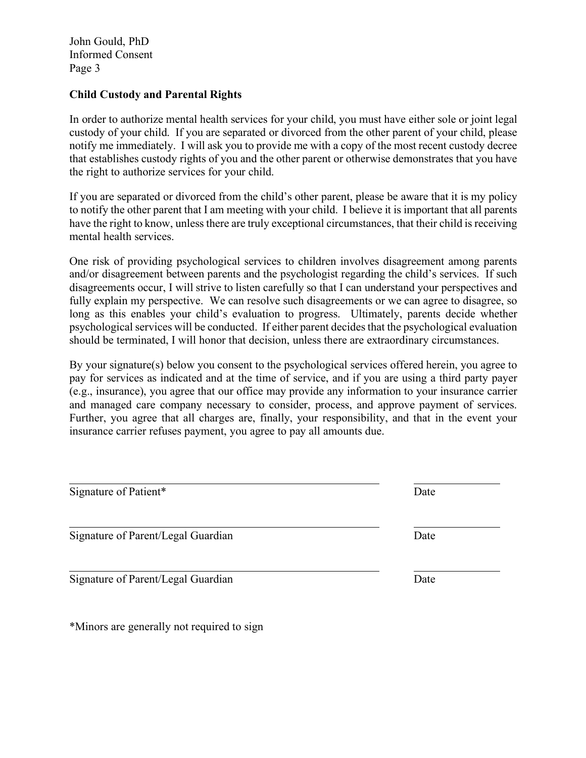## Child Custody and Parental Rights

In order to authorize mental health services for your child, you must have either sole or joint legal custody of your child. If you are separated or divorced from the other parent of your child, please notify me immediately. I will ask you to provide me with a copy of the most recent custody decree that establishes custody rights of you and the other parent or otherwise demonstrates that you have the right to authorize services for your child.

If you are separated or divorced from the child's other parent, please be aware that it is my policy to notify the other parent that I am meeting with your child. I believe it is important that all parents have the right to know, unless there are truly exceptional circumstances, that their child is receiving mental health services.

One risk of providing psychological services to children involves disagreement among parents and/or disagreement between parents and the psychologist regarding the child's services. If such disagreements occur, I will strive to listen carefully so that I can understand your perspectives and fully explain my perspective. We can resolve such disagreements or we can agree to disagree, so long as this enables your child's evaluation to progress. Ultimately, parents decide whether psychological services will be conducted. If either parent decides that the psychological evaluation should be terminated, I will honor that decision, unless there are extraordinary circumstances.

By your signature(s) below you consent to the psychological services offered herein, you agree to pay for services as indicated and at the time of service, and if you are using a third party payer (e.g., insurance), you agree that our office may provide any information to your insurance carrier and managed care company necessary to consider, process, and approve payment of services. Further, you agree that all charges are, finally, your responsibility, and that in the event your insurance carrier refuses payment, you agree to pay all amounts due.

\_\_\_\_\_\_\_\_\_\_\_\_\_\_\_\_\_\_\_\_\_\_\_\_\_\_\_\_\_\_\_\_\_\_\_\_\_\_\_\_ \_\_\_\_\_\_\_\_\_\_\_\_
Signature of Patient* Date

\_\_\_\_\_\_\_\_\_\_\_\_\_\_\_\_\_\_\_\_\_\_\_\_\_\_\_\_\_\_\_\_\_\_\_\_\_\_\_\_ \_\_\_\_\_\_\_\_\_\_\_\_
Signature of Parent/Legal Guardian Date

\_\_\_\_\_\_\_\_\_\_\_\_\_\_\_\_\_\_\_\_\_\_\_\_\_\_\_\_\_\_\_\_\_\_\_\_\_\_\_\_ \_\_\_\_\_\_\_\_\_\_\_\_
Signature of Parent/Legal Guardian Date

*Minors are generally not required to sign